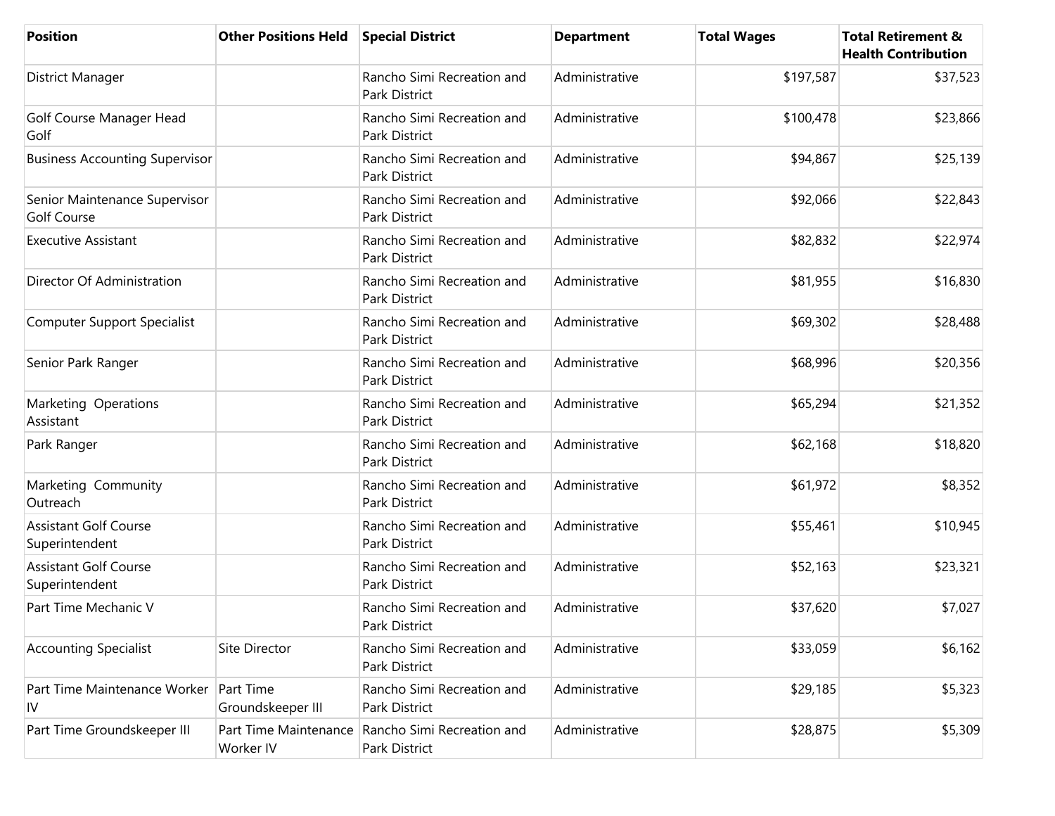| Position | Other Positions Held | Special District | Department | Total Wages | Total Retirement & Health Contribution |
| --- | --- | --- | --- | --- | --- |
| District Manager | | Rancho Simi Recreation and Park District | Administrative | $197,587 | $37,523 |
| Golf Course Manager Head Golf | | Rancho Simi Recreation and Park District | Administrative | $100,478 | $23,866 |
| Business Accounting Supervisor | | Rancho Simi Recreation and Park District | Administrative | $94,867 | $25,139 |
| Senior Maintenance Supervisor Golf Course | | Rancho Simi Recreation and Park District | Administrative | $92,066 | $22,843 |
| Executive Assistant | | Rancho Simi Recreation and Park District | Administrative | $82,832 | $22,974 |
| Director Of Administration | | Rancho Simi Recreation and Park District | Administrative | $81,955 | $16,830 |
| Computer Support Specialist | | Rancho Simi Recreation and Park District | Administrative | $69,302 | $28,488 |
| Senior Park Ranger | | Rancho Simi Recreation and Park District | Administrative | $68,996 | $20,356 |
| Marketing Operations Assistant | | Rancho Simi Recreation and Park District | Administrative | $65,294 | $21,352 |
| Park Ranger | | Rancho Simi Recreation and Park District | Administrative | $62,168 | $18,820 |
| Marketing Community Outreach | | Rancho Simi Recreation and Park District | Administrative | $61,972 | $8,352 |
| Assistant Golf Course Superintendent | | Rancho Simi Recreation and Park District | Administrative | $55,461 | $10,945 |
| Assistant Golf Course Superintendent | | Rancho Simi Recreation and Park District | Administrative | $52,163 | $23,321 |
| Part Time Mechanic V | | Rancho Simi Recreation and Park District | Administrative | $37,620 | $7,027 |
| Accounting Specialist | Site Director | Rancho Simi Recreation and Park District | Administrative | $33,059 | $6,162 |
| Part Time Maintenance Worker IV | Part Time Groundskeeper III | Rancho Simi Recreation and Park District | Administrative | $29,185 | $5,323 |
| Part Time Groundskeeper III | Part Time Maintenance Worker IV | Rancho Simi Recreation and Park District | Administrative | $28,875 | $5,309 |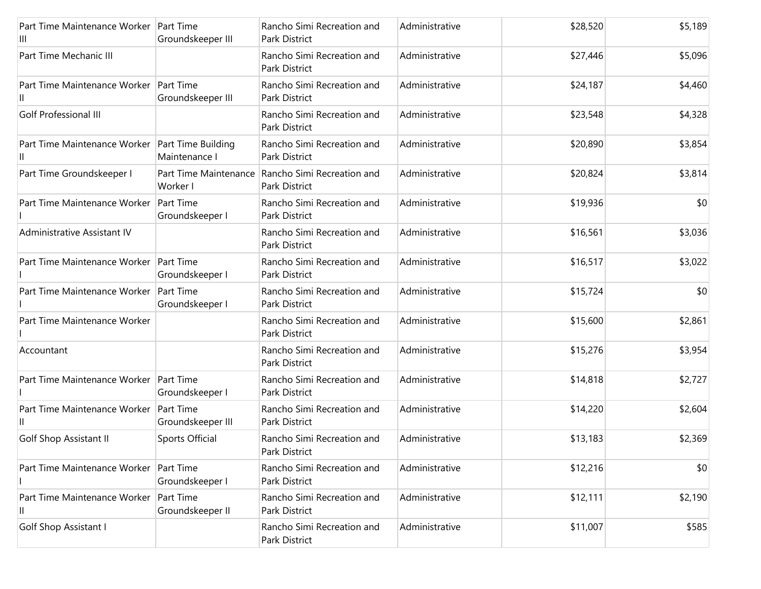| | | | | | |
|---|---|---|---|---|---|
| Part Time Maintenance Worker III | Part Time Groundskeeper III | Rancho Simi Recreation and Park District | Administrative | $28,520 | $5,189 |
| Part Time Mechanic III | | Rancho Simi Recreation and Park District | Administrative | $27,446 | $5,096 |
| Part Time Maintenance Worker II | Part Time Groundskeeper III | Rancho Simi Recreation and Park District | Administrative | $24,187 | $4,460 |
| Golf Professional III | | Rancho Simi Recreation and Park District | Administrative | $23,548 | $4,328 |
| Part Time Maintenance Worker II | Part Time Building Maintenance I | Rancho Simi Recreation and Park District | Administrative | $20,890 | $3,854 |
| Part Time Groundskeeper I | Part Time Maintenance Worker I | Rancho Simi Recreation and Park District | Administrative | $20,824 | $3,814 |
| Part Time Maintenance Worker I | Part Time Groundskeeper I | Rancho Simi Recreation and Park District | Administrative | $19,936 | $0 |
| Administrative Assistant IV | | Rancho Simi Recreation and Park District | Administrative | $16,561 | $3,036 |
| Part Time Maintenance Worker I | Part Time Groundskeeper I | Rancho Simi Recreation and Park District | Administrative | $16,517 | $3,022 |
| Part Time Maintenance Worker I | Part Time Groundskeeper I | Rancho Simi Recreation and Park District | Administrative | $15,724 | $0 |
| Part Time Maintenance Worker I | | Rancho Simi Recreation and Park District | Administrative | $15,600 | $2,861 |
| Accountant | | Rancho Simi Recreation and Park District | Administrative | $15,276 | $3,954 |
| Part Time Maintenance Worker I | Part Time Groundskeeper I | Rancho Simi Recreation and Park District | Administrative | $14,818 | $2,727 |
| Part Time Maintenance Worker II | Part Time Groundskeeper III | Rancho Simi Recreation and Park District | Administrative | $14,220 | $2,604 |
| Golf Shop Assistant II | Sports Official | Rancho Simi Recreation and Park District | Administrative | $13,183 | $2,369 |
| Part Time Maintenance Worker I | Part Time Groundskeeper I | Rancho Simi Recreation and Park District | Administrative | $12,216 | $0 |
| Part Time Maintenance Worker II | Part Time Groundskeeper II | Rancho Simi Recreation and Park District | Administrative | $12,111 | $2,190 |
| Golf Shop Assistant I | | Rancho Simi Recreation and Park District | Administrative | $11,007 | $585 |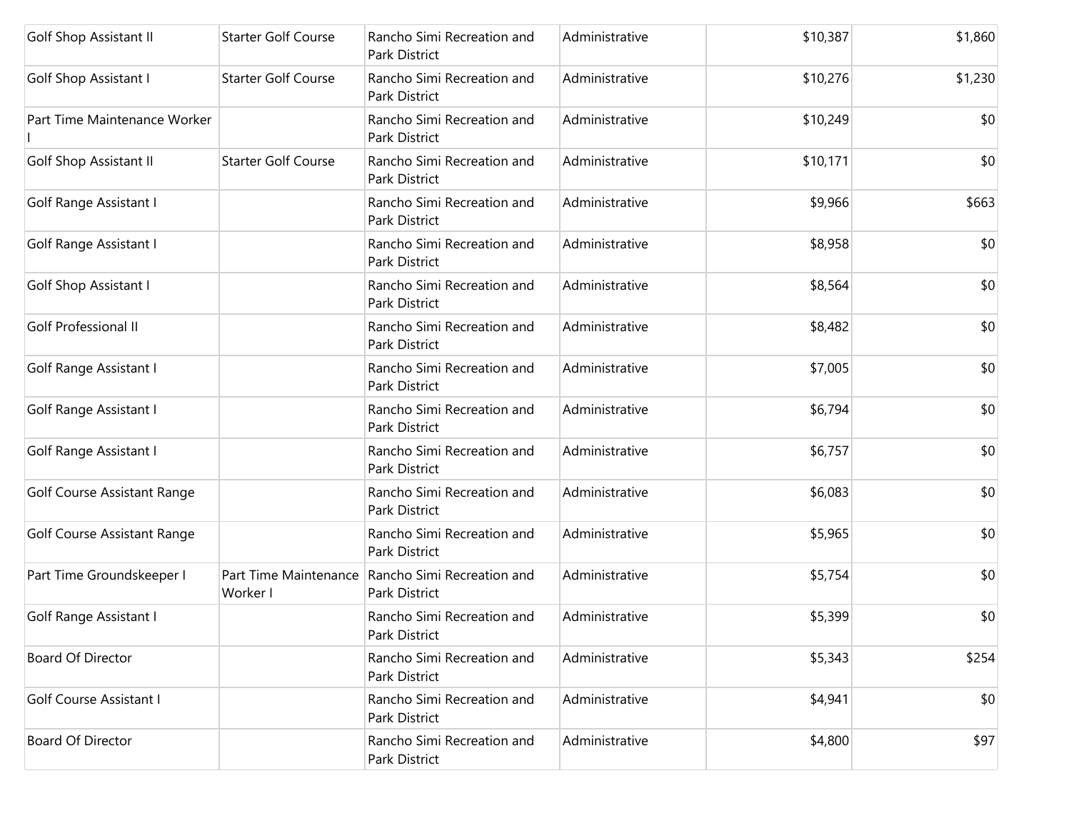| | | | | | |
|---|---|---|---|---|---|
| Golf Shop Assistant II | Starter Golf Course | Rancho Simi Recreation and Park District | Administrative | $10,387 | $1,860 |
| Golf Shop Assistant I | Starter Golf Course | Rancho Simi Recreation and Park District | Administrative | $10,276 | $1,230 |
| Part Time Maintenance Worker I | | Rancho Simi Recreation and Park District | Administrative | $10,249 | $0 |
| Golf Shop Assistant II | Starter Golf Course | Rancho Simi Recreation and Park District | Administrative | $10,171 | $0 |
| Golf Range Assistant I | | Rancho Simi Recreation and Park District | Administrative | $9,966 | $663 |
| Golf Range Assistant I | | Rancho Simi Recreation and Park District | Administrative | $8,958 | $0 |
| Golf Shop Assistant I | | Rancho Simi Recreation and Park District | Administrative | $8,564 | $0 |
| Golf Professional II | | Rancho Simi Recreation and Park District | Administrative | $8,482 | $0 |
| Golf Range Assistant I | | Rancho Simi Recreation and Park District | Administrative | $7,005 | $0 |
| Golf Range Assistant I | | Rancho Simi Recreation and Park District | Administrative | $6,794 | $0 |
| Golf Range Assistant I | | Rancho Simi Recreation and Park District | Administrative | $6,757 | $0 |
| Golf Course Assistant Range | | Rancho Simi Recreation and Park District | Administrative | $6,083 | $0 |
| Golf Course Assistant Range | | Rancho Simi Recreation and Park District | Administrative | $5,965 | $0 |
| Part Time Groundskeeper I | Part Time Maintenance Worker I | Rancho Simi Recreation and Park District | Administrative | $5,754 | $0 |
| Golf Range Assistant I | | Rancho Simi Recreation and Park District | Administrative | $5,399 | $0 |
| Board Of Director | | Rancho Simi Recreation and Park District | Administrative | $5,343 | $254 |
| Golf Course Assistant I | | Rancho Simi Recreation and Park District | Administrative | $4,941 | $0 |
| Board Of Director | | Rancho Simi Recreation and Park District | Administrative | $4,800 | $97 |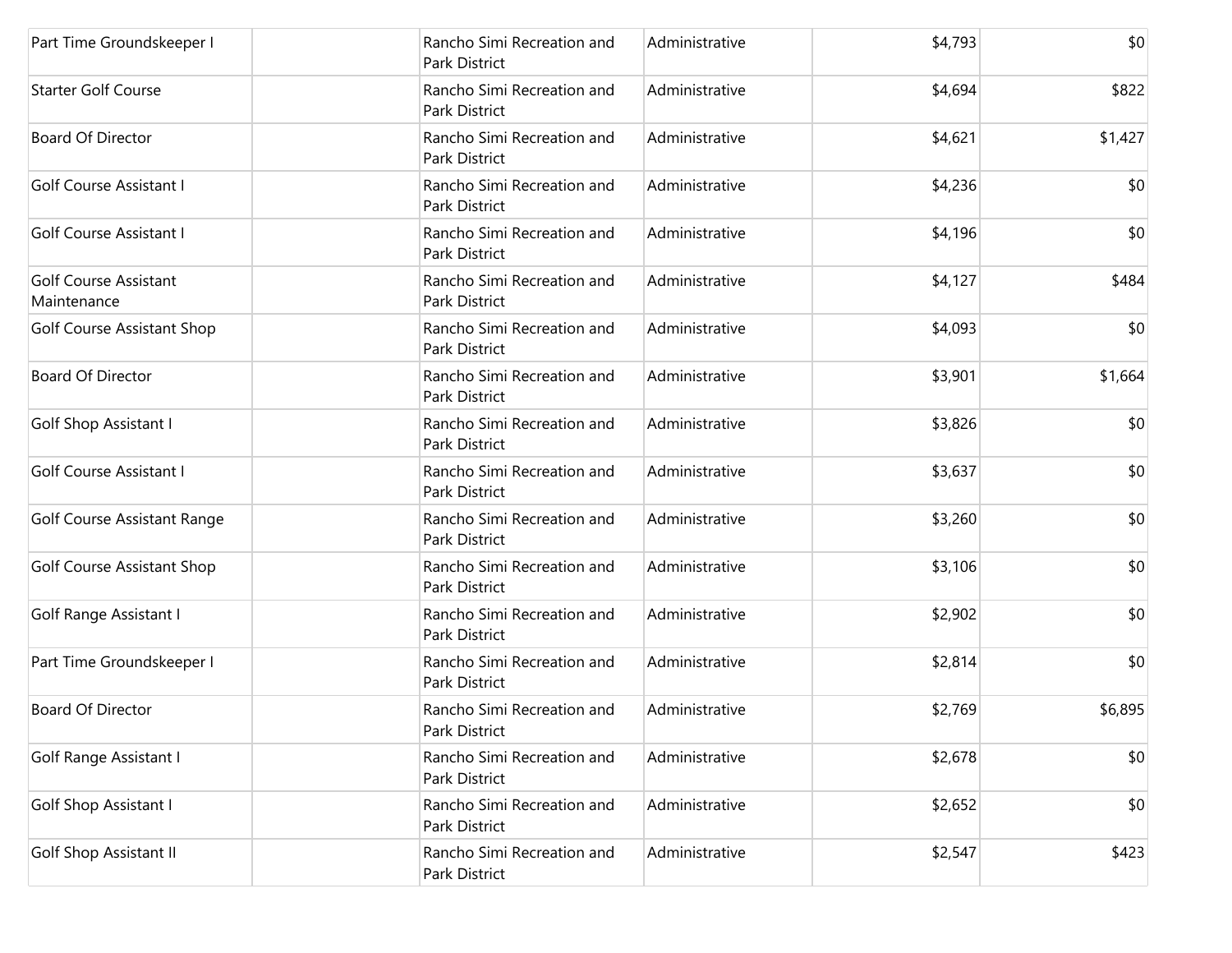| | | | | | |
|---|---|---|---|---|---|
| Part Time Groundskeeper I | | Rancho Simi Recreation and Park District | Administrative | $4,793 | $0 |
| Starter Golf Course | | Rancho Simi Recreation and Park District | Administrative | $4,694 | $822 |
| Board Of Director | | Rancho Simi Recreation and Park District | Administrative | $4,621 | $1,427 |
| Golf Course Assistant I | | Rancho Simi Recreation and Park District | Administrative | $4,236 | $0 |
| Golf Course Assistant I | | Rancho Simi Recreation and Park District | Administrative | $4,196 | $0 |
| Golf Course Assistant Maintenance | | Rancho Simi Recreation and Park District | Administrative | $4,127 | $484 |
| Golf Course Assistant Shop | | Rancho Simi Recreation and Park District | Administrative | $4,093 | $0 |
| Board Of Director | | Rancho Simi Recreation and Park District | Administrative | $3,901 | $1,664 |
| Golf Shop Assistant I | | Rancho Simi Recreation and Park District | Administrative | $3,826 | $0 |
| Golf Course Assistant I | | Rancho Simi Recreation and Park District | Administrative | $3,637 | $0 |
| Golf Course Assistant Range | | Rancho Simi Recreation and Park District | Administrative | $3,260 | $0 |
| Golf Course Assistant Shop | | Rancho Simi Recreation and Park District | Administrative | $3,106 | $0 |
| Golf Range Assistant I | | Rancho Simi Recreation and Park District | Administrative | $2,902 | $0 |
| Part Time Groundskeeper I | | Rancho Simi Recreation and Park District | Administrative | $2,814 | $0 |
| Board Of Director | | Rancho Simi Recreation and Park District | Administrative | $2,769 | $6,895 |
| Golf Range Assistant I | | Rancho Simi Recreation and Park District | Administrative | $2,678 | $0 |
| Golf Shop Assistant I | | Rancho Simi Recreation and Park District | Administrative | $2,652 | $0 |
| Golf Shop Assistant II | | Rancho Simi Recreation and Park District | Administrative | $2,547 | $423 |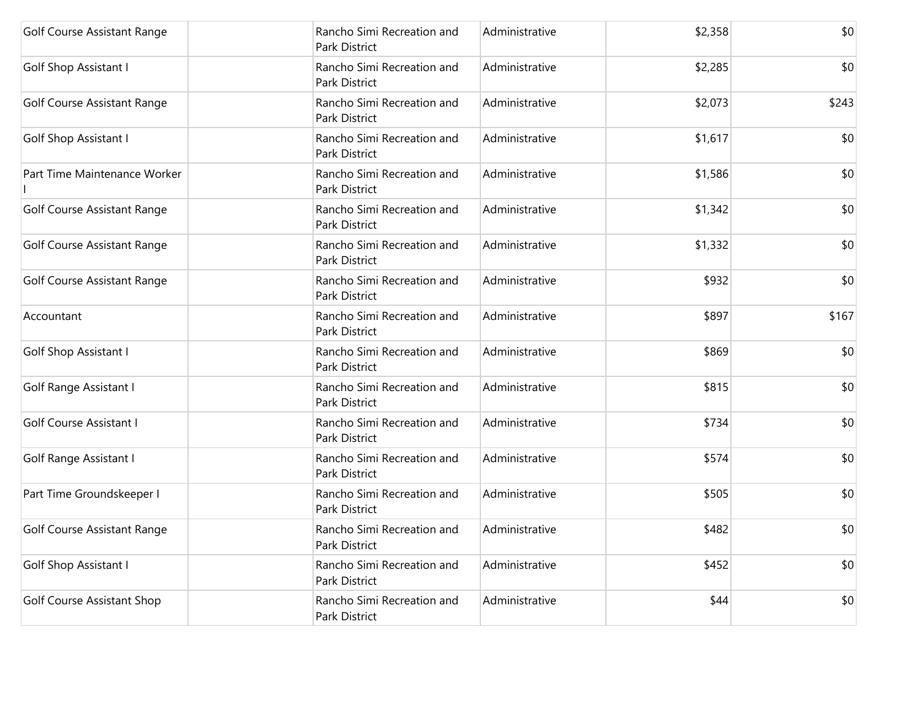| | | | | | |
|---|---|---|---|---|---|
| Golf Course Assistant Range | | Rancho Simi Recreation and Park District | Administrative | $2,358 | $0 |
| Golf Shop Assistant I | | Rancho Simi Recreation and Park District | Administrative | $2,285 | $0 |
| Golf Course Assistant Range | | Rancho Simi Recreation and Park District | Administrative | $2,073 | $243 |
| Golf Shop Assistant I | | Rancho Simi Recreation and Park District | Administrative | $1,617 | $0 |
| Part Time Maintenance Worker I | | Rancho Simi Recreation and Park District | Administrative | $1,586 | $0 |
| Golf Course Assistant Range | | Rancho Simi Recreation and Park District | Administrative | $1,342 | $0 |
| Golf Course Assistant Range | | Rancho Simi Recreation and Park District | Administrative | $1,332 | $0 |
| Golf Course Assistant Range | | Rancho Simi Recreation and Park District | Administrative | $932 | $0 |
| Accountant | | Rancho Simi Recreation and Park District | Administrative | $897 | $167 |
| Golf Shop Assistant I | | Rancho Simi Recreation and Park District | Administrative | $869 | $0 |
| Golf Range Assistant I | | Rancho Simi Recreation and Park District | Administrative | $815 | $0 |
| Golf Course Assistant I | | Rancho Simi Recreation and Park District | Administrative | $734 | $0 |
| Golf Range Assistant I | | Rancho Simi Recreation and Park District | Administrative | $574 | $0 |
| Part Time Groundskeeper I | | Rancho Simi Recreation and Park District | Administrative | $505 | $0 |
| Golf Course Assistant Range | | Rancho Simi Recreation and Park District | Administrative | $482 | $0 |
| Golf Shop Assistant I | | Rancho Simi Recreation and Park District | Administrative | $452 | $0 |
| Golf Course Assistant Shop | | Rancho Simi Recreation and Park District | Administrative | $44 | $0 |